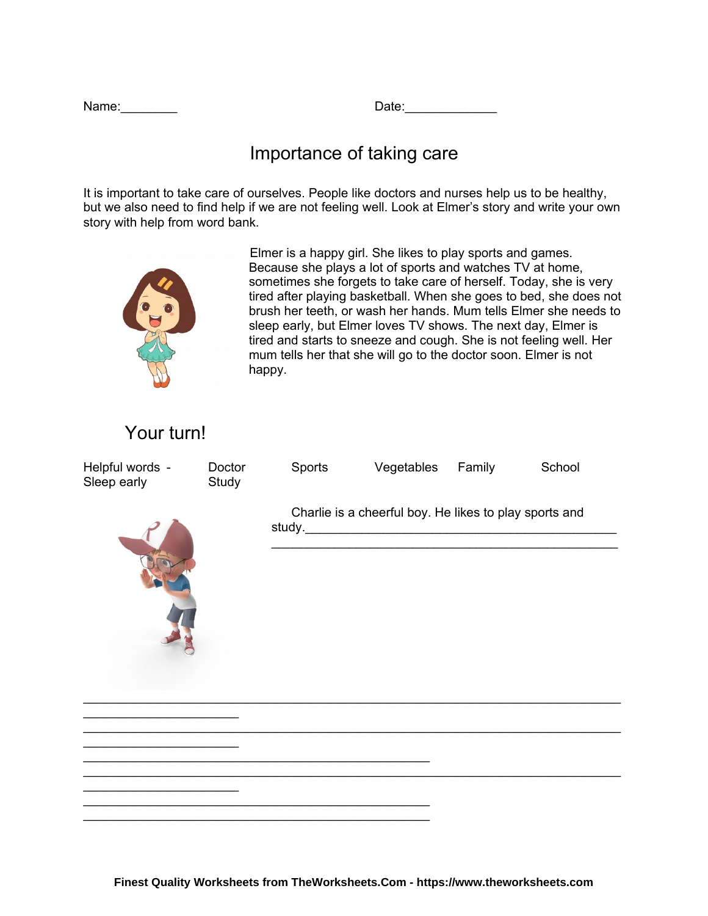Name:________ Date:_____________

# Importance of taking care

It is important to take care of ourselves. People like doctors and nurses help us to be healthy, but we also need to find help if we are not feeling well. Look at Elmer's story and write your own story with help from word bank.

Elmer is a happy girl. She likes to play sports and games. Because she plays a lot of sports and watches TV at home, sometimes she forgets to take care of herself. Today, she is very tired after playing basketball. When she goes to bed, she does not brush her teeth, or wash her hands. Mum tells Elmer she needs to sleep early, but Elmer loves TV shows. The next day, Elmer is tired and starts to sneeze and cough. She is not feeling well. Her mum tells her that she will go to the doctor soon. Elmer is not happy.

## Your turn!

Helpful words - Doctor Sports Vegetables Family School Sleep early Study

Charlie is a cheerful boy. He likes to play sports and study.____________________________________________
__________________________________________________

__________________________________________________________________________________________________

__________________________________________________________________________________________________

_________________________________________________

__________________________________________________________________________________________________

_________________________________________________

_________________________________________________